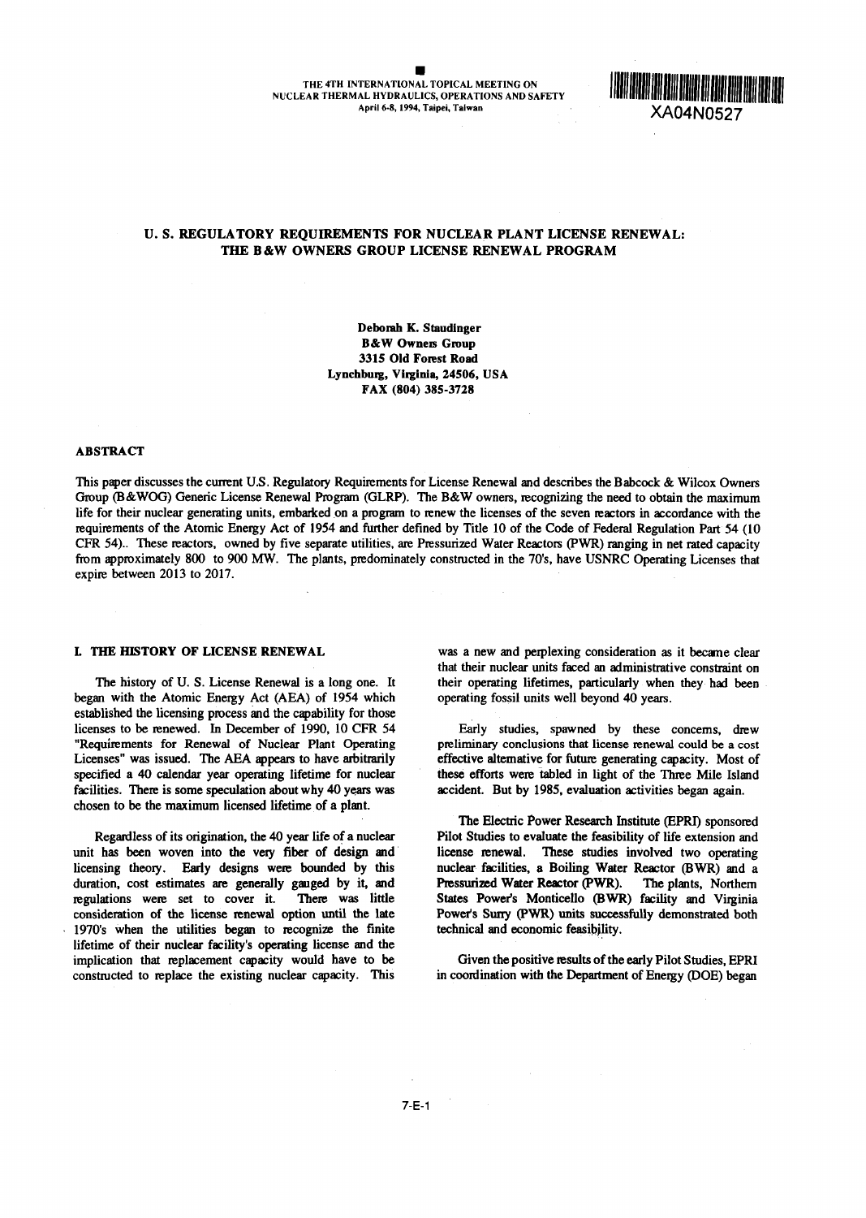THE 4TH INTERNATIONAL TOPICAL MEETING ON NUCLEAR THERMAL HYDRAULICS, OPERATIONS AND SAFETY
April 6-8, 1994, Taipei, Taiwan

XA04N0527

# U. S. REGULATORY REQUIREMENTS FOR NUCLEAR PLANT LICENSE RENEWAL: THE B&W OWNERS GROUP LICENSE RENEWAL PROGRAM

**Deborah K. Staudinger**
**B&W Owners Group**
**3315 Old Forest Road**
**Lynchburg, Virginia, 24506, USA**
**FAX (804) 385-3728**

## ABSTRACT

This paper discusses the current U.S. Regulatory Requirements for License Renewal and describes the Babcock & Wilcox Owners Group (B&WOG) Generic License Renewal Program (GLRP). The B&W owners, recognizing the need to obtain the maximum life for their nuclear generating units, embarked on a program to renew the licenses of the seven reactors in accordance with the requirements of the Atomic Energy Act of 1954 and further defined by Title 10 of the Code of Federal Regulation Part 54 (10 CFR 54).. These reactors, owned by five separate utilities, are Pressurized Water Reactors (PWR) ranging in net rated capacity from approximately 800 to 900 MW. The plants, predominately constructed in the 70's, have USNRC Operating Licenses that expire between 2013 to 2017.

## I. THE HISTORY OF LICENSE RENEWAL

The history of U. S. License Renewal is a long one. It began with the Atomic Energy Act (AEA) of 1954 which established the licensing process and the capability for those licenses to be renewed. In December of 1990, 10 CFR 54 "Requirements for Renewal of Nuclear Plant Operating Licenses" was issued. The AEA appears to have arbitrarily specified a 40 calendar year operating lifetime for nuclear facilities. There is some speculation about why 40 years was chosen to be the maximum licensed lifetime of a plant.

Regardless of its origination, the 40 year life of a nuclear unit has been woven into the very fiber of design and licensing theory. Early designs were bounded by this duration, cost estimates are generally gauged by it, and regulations were set to cover it. There was little consideration of the license renewal option until the late 1970's when the utilities began to recognize the finite lifetime of their nuclear facility's operating license and the implication that replacement capacity would have to be constructed to replace the existing nuclear capacity. This was a new and perplexing consideration as it became clear that their nuclear units faced an administrative constraint on their operating lifetimes, particularly when they had been operating fossil units well beyond 40 years.

Early studies, spawned by these concerns, drew preliminary conclusions that license renewal could be a cost effective alternative for future generating capacity. Most of these efforts were tabled in light of the Three Mile Island accident. But by 1985, evaluation activities began again.

The Electric Power Research Institute (EPRI) sponsored Pilot Studies to evaluate the feasibility of life extension and license renewal. These studies involved two operating nuclear facilities, a Boiling Water Reactor (BWR) and a Pressurized Water Reactor (PWR). The plants, Northern States Power's Monticello (BWR) facility and Virginia Power's Surry (PWR) units successfully demonstrated both technical and economic feasibility.

Given the positive results of the early Pilot Studies, EPRI in coordination with the Department of Energy (DOE) began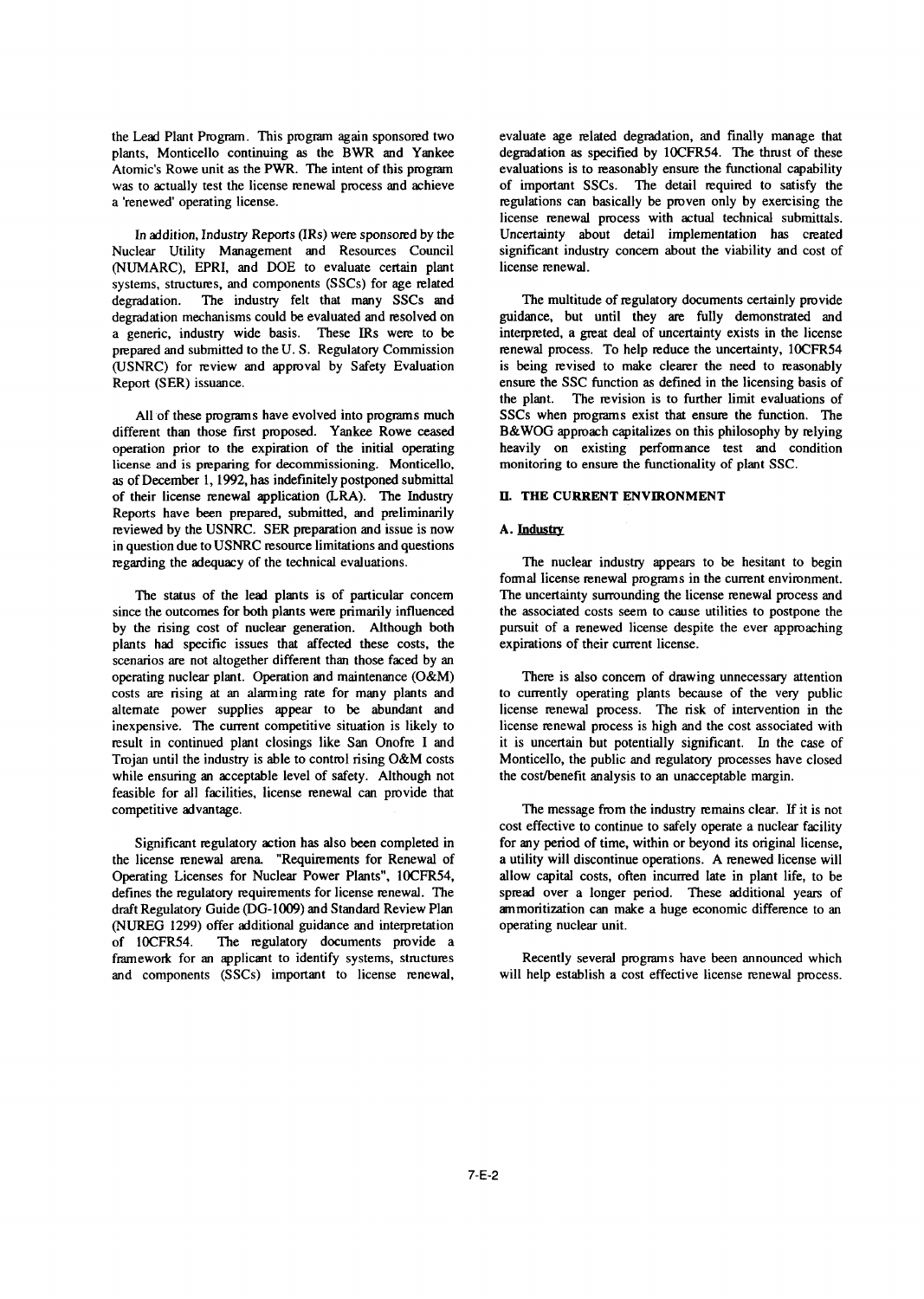the Lead Plant Program. This program again sponsored two plants, Monticello continuing as the BWR and Yankee Atomic's Rowe unit as the PWR. The intent of this program was to actually test the license renewal process and achieve a 'renewed' operating license.

In addition, Industry Reports (IRs) were sponsored by the Nuclear Utility Management and Resources Council (NUMARC), EPRI, and DOE to evaluate certain plant systems, structures, and components (SSCs) for age related degradation. The industry felt that many SSCs and degradation mechanisms could be evaluated and resolved on a generic, industry wide basis. These IRs were to be prepared and submitted to the U. S. Regulatory Commission (USNRC) for review and approval by Safety Evaluation Report (SER) issuance.

All of these programs have evolved into programs much different than those first proposed. Yankee Rowe ceased operation prior to the expiration of the initial operating license and is preparing for decommissioning. Monticello, as of December 1, 1992, has indefinitely postponed submittal of their license renewal application (LRA). The Industry Reports have been prepared, submitted, and preliminarily reviewed by the USNRC. SER preparation and issue is now in question due to USNRC resource limitations and questions regarding the adequacy of the technical evaluations.

The status of the lead plants is of particular concern since the outcomes for both plants were primarily influenced by the rising cost of nuclear generation. Although both plants had specific issues that affected these costs, the scenarios are not altogether different than those faced by an operating nuclear plant. Operation and maintenance (O&M) costs are rising at an alarming rate for many plants and alternate power supplies appear to be abundant and inexpensive. The current competitive situation is likely to result in continued plant closings like San Onofre I and Trojan until the industry is able to control rising O&M costs while ensuring an acceptable level of safety. Although not feasible for all facilities, license renewal can provide that competitive advantage.

Significant regulatory action has also been completed in the license renewal arena. "Requirements for Renewal of Operating Licenses for Nuclear Power Plants", 10CFR54, defines the regulatory requirements for license renewal. The draft Regulatory Guide (DG-1009) and Standard Review Plan (NUREG 1299) offer additional guidance and interpretation of 10CFR54. The regulatory documents provide a framework for an applicant to identify systems, structures and components (SSCs) important to license renewal, evaluate age related degradation, and finally manage that degradation as specified by 10CFR54. The thrust of these evaluations is to reasonably ensure the functional capability of important SSCs. The detail required to satisfy the regulations can basically be proven only by exercising the license renewal process with actual technical submittals. Uncertainty about detail implementation has created significant industry concern about the viability and cost of license renewal.

The multitude of regulatory documents certainly provide guidance, but until they are fully demonstrated and interpreted, a great deal of uncertainty exists in the license renewal process. To help reduce the uncertainty, 10CFR54 is being revised to make clearer the need to reasonably ensure the SSC function as defined in the licensing basis of the plant. The revision is to further limit evaluations of SSCs when programs exist that ensure the function. The B&WOG approach capitalizes on this philosophy by relying heavily on existing performance test and condition monitoring to ensure the functionality of plant SSC.

## II. THE CURRENT ENVIRONMENT

### A. Industry

The nuclear industry appears to be hesitant to begin formal license renewal programs in the current environment. The uncertainty surrounding the license renewal process and the associated costs seem to cause utilities to postpone the pursuit of a renewed license despite the ever approaching expirations of their current license.

There is also concern of drawing unnecessary attention to currently operating plants because of the very public license renewal process. The risk of intervention in the license renewal process is high and the cost associated with it is uncertain but potentially significant. In the case of Monticello, the public and regulatory processes have closed the cost/benefit analysis to an unacceptable margin.

The message from the industry remains clear. If it is not cost effective to continue to safely operate a nuclear facility for any period of time, within or beyond its original license, a utility will discontinue operations. A renewed license will allow capital costs, often incurred late in plant life, to be spread over a longer period. These additional years of ammoritization can make a huge economic difference to an operating nuclear unit.

Recently several programs have been announced which will help establish a cost effective license renewal process.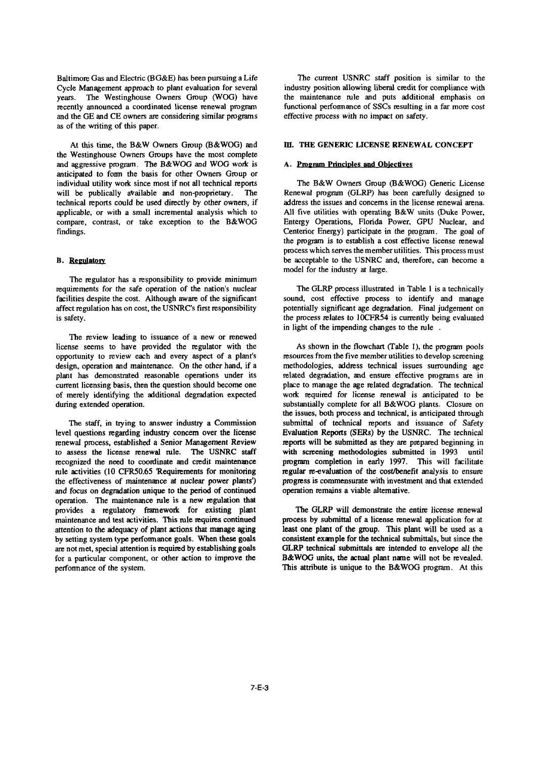Baltimore Gas and Electric (BG&E) has been pursuing a Life Cycle Management approach to plant evaluation for several years. The Westinghouse Owners Group (WOG) have recently announced a coordinated license renewal program and the GE and CE owners are considering similar programs as of the writing of this paper.

At this time, the B&W Owners Group (B&WOG) and the Westinghouse Owners Groups have the most complete and aggressive program. The B&WOG and WOG work is anticipated to form the basis for other Owners Group or individual utility work since most if not all technical reports will be publically available and non-proprietary. The technical reports could be used directly by other owners, if applicable, or with a small incremental analysis which to compare, contrast, or take exception to the B&WOG findings.

### B. Regulatory

The regulator has a responsibility to provide minimum requirements for the safe operation of the nation's nuclear facilities despite the cost. Although aware of the significant affect regulation has on cost, the USNRC's first responsibility is safety.

The review leading to issuance of a new or renewed license seems to have provided the regulator with the opportunity to review each and every aspect of a plant's design, operation and maintenance. On the other hand, if a plant has demonstrated reasonable operations under its current licensing basis, then the question should become one of merely identifying the additional degradation expected during extended operation.

The staff, in trying to answer industry a Commission level questions regarding industry concern over the license renewal process, established a Senior Management Review to assess the license renewal rule. The USNRC staff recognized the need to coordinate and credit maintenance rule activities (10 CFR50.65 'Requirements for monitoring the effectiveness of maintenance at nuclear power plants') and focus on degradation unique to the period of continued operation. The maintenance rule is a new regulation that provides a regulatory framework for existing plant maintenance and test activities. This rule requires continued attention to the adequacy of plant actions that manage aging by setting system type performance goals. When these goals are not met, special attention is required by establishing goals for a particular component, or other action to improve the performance of the system.

The current USNRC staff position is similar to the industry position allowing liberal credit for compliance with the maintenance rule and puts additional emphasis on functional performance of SSCs resulting in a far more cost effective process with no impact on safety.

## III. THE GENERIC LICENSE RENEWAL CONCEPT

### A. Program Principles and Objectives

The B&W Owners Group (B&WOG) Generic License Renewal program (GLRP) has been carefully designed to address the issues and concerns in the license renewal arena. All five utilities with operating B&W units (Duke Power, Entergy Operations, Florida Power, GPU Nuclear, and Centerior Energy) participate in the program. The goal of the program is to establish a cost effective license renewal process which serves the member utilities. This process must be acceptable to the USNRC and, therefore, can become a model for the industry at large.

The GLRP process illustrated in Table 1 is a technically sound, cost effective process to identify and manage potentially significant age degradation. Final judgement on the process relates to 10CFR54 is currently being evaluated in light of the impending changes to the rule .

As shown in the flowchart (Table 1), the program pools resources from the five member utilities to develop screening methodologies, address technical issues surrounding age related degradation, and ensure effective programs are in place to manage the age related degradation. The technical work required for license renewal is anticipated to be substantially complete for all B&WOG plants. Closure on the issues, both process and technical, is anticipated through submittal of technical reports and issuance of Safety Evaluation Reports (SERs) by the USNRC. The technical reports will be submitted as they are prepared beginning in with screening methodologies submitted in 1993 until program completion in early 1997. This will facilitate regular re-evaluation of the cost/benefit analysis to ensure progress is commensurate with investment and that extended operation remains a viable alternative.

The GLRP will demonstrate the entire license renewal process by submittal of a license renewal application for at least one plant of the group. This plant will be used as a consistent example for the technical submittals, but since the GLRP technical submittals are intended to envelope all the B&WOG units, the actual plant name will not be revealed. This attribute is unique to the B&WOG program. At this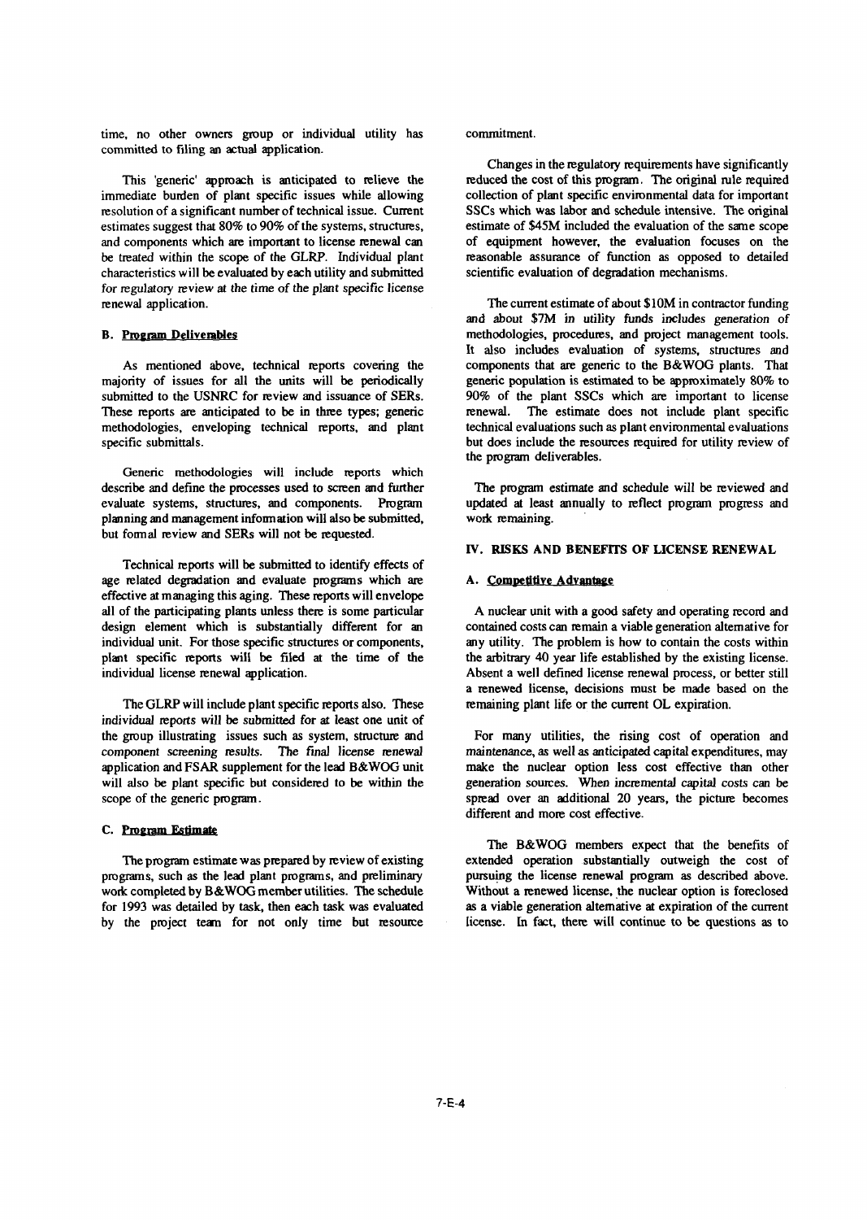time, no other owners group or individual utility has committed to filing an actual application.

This 'generic' approach is anticipated to relieve the immediate burden of plant specific issues while allowing resolution of a significant number of technical issue. Current estimates suggest that 80% to 90% of the systems, structures, and components which are important to license renewal can be treated within the scope of the GLRP. Individual plant characteristics will be evaluated by each utility and submitted for regulatory review at the time of the plant specific license renewal application.

### B. Program Deliverables

As mentioned above, technical reports covering the majority of issues for all the units will be periodically submitted to the USNRC for review and issuance of SERs. These reports are anticipated to be in three types; generic methodologies, enveloping technical reports, and plant specific submittals.

Generic methodologies will include reports which describe and define the processes used to screen and further evaluate systems, structures, and components. Program planning and management information will also be submitted, but formal review and SERs will not be requested.

Technical reports will be submitted to identify effects of age related degradation and evaluate programs which are effective at managing this aging. These reports will envelope all of the participating plants unless there is some particular design element which is substantially different for an individual unit. For those specific structures or components, plant specific reports will be filed at the time of the individual license renewal application.

The GLRP will include plant specific reports also. These individual reports will be submitted for at least one unit of the group illustrating issues such as system, structure and component screening results. The final license renewal application and FSAR supplement for the lead B&WOG unit will also be plant specific but considered to be within the scope of the generic program.

### C. Program Estimate

The program estimate was prepared by review of existing programs, such as the lead plant programs, and preliminary work completed by B&WOG member utilities. The schedule for 1993 was detailed by task, then each task was evaluated by the project team for not only time but resource commitment.

Changes in the regulatory requirements have significantly reduced the cost of this program. The original rule required collection of plant specific environmental data for important SSCs which was labor and schedule intensive. The original estimate of $45M included the evaluation of the same scope of equipment however, the evaluation focuses on the reasonable assurance of function as opposed to detailed scientific evaluation of degradation mechanisms.

The current estimate of about $10M in contractor funding and about $7M in utility funds includes generation of methodologies, procedures, and project management tools. It also includes evaluation of systems, structures and components that are generic to the B&WOG plants. That generic population is estimated to be approximately 80% to 90% of the plant SSCs which are important to license renewal. The estimate does not include plant specific technical evaluations such as plant environmental evaluations but does include the resources required for utility review of the program deliverables.

The program estimate and schedule will be reviewed and updated at least annually to reflect program progress and work remaining.

## IV. RISKS AND BENEFITS OF LICENSE RENEWAL

### A. Competitive Advantage

A nuclear unit with a good safety and operating record and contained costs can remain a viable generation alternative for any utility. The problem is how to contain the costs within the arbitrary 40 year life established by the existing license. Absent a well defined license renewal process, or better still a renewed license, decisions must be made based on the remaining plant life or the current OL expiration.

For many utilities, the rising cost of operation and maintenance, as well as anticipated capital expenditures, may make the nuclear option less cost effective than other generation sources. When incremental capital costs can be spread over an additional 20 years, the picture becomes different and more cost effective.

The B&WOG members expect that the benefits of extended operation substantially outweigh the cost of pursuing the license renewal program as described above. Without a renewed license, the nuclear option is foreclosed as a viable generation alternative at expiration of the current license. In fact, there will continue to be questions as to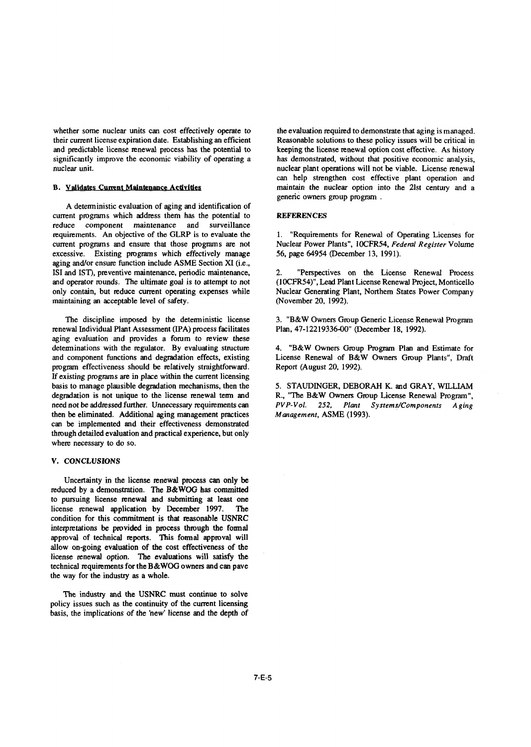whether some nuclear units can cost effectively operate to their current license expiration date. Establishing an efficient and predictable license renewal process has the potential to significantly improve the economic viability of operating a nuclear unit.

### B. Validates Current Maintenance Activities

A deterministic evaluation of aging and identification of current programs which address them has the potential to reduce component maintenance and surveillance requirements. An objective of the GLRP is to evaluate the current programs and ensure that those programs are not excessive. Existing programs which effectively manage aging and/or ensure function include ASME Section XI (i.e., ISI and IST), preventive maintenance, periodic maintenance, and operator rounds. The ultimate goal is to attempt to not only contain, but reduce current operating expenses while maintaining an acceptable level of safety.

The discipline imposed by the deterministic license renewal Individual Plant Assessment (IPA) process facilitates aging evaluation and provides a forum to review these determinations with the regulator. By evaluating structure and component functions and degradation effects, existing program effectiveness should be relatively straightforward. If existing programs are in place within the current licensing basis to manage plausible degradation mechanisms, then the degradation is not unique to the license renewal term and need not be addressed further. Unnecessary requirements can then be eliminated. Additional aging management practices can be implemented and their effectiveness demonstrated through detailed evaluation and practical experience, but only where necessary to do so.

## V. CONCLUSIONS

Uncertainty in the license renewal process can only be reduced by a demonstration. The B&WOG has committed to pursuing license renewal and submitting at least one license renewal application by December 1997. The condition for this commitment is that reasonable USNRC interpretations be provided in process through the formal approval of technical reports. This formal approval will allow on-going evaluation of the cost effectiveness of the license renewal option. The evaluations will satisfy the technical requirements for the B&WOG owners and can pave the way for the industry as a whole.

The industry and the USNRC must continue to solve policy issues such as the continuity of the current licensing basis, the implications of the 'new' license and the depth of the evaluation required to demonstrate that aging is managed. Reasonable solutions to these policy issues will be critical in keeping the license renewal option cost effective. As history has demonstrated, without that positive economic analysis, nuclear plant operations will not be viable. License renewal can help strengthen cost effective plant operation and maintain the nuclear option into the 21st century and a generic owners group program .

## REFERENCES

1. "Requirements for Renewal of Operating Licenses for Nuclear Power Plants", 10CFR54, *Federal Register* Volume 56, page 64954 (December 13, 1991).

2. "Perspectives on the License Renewal Process (10CFR54)", Lead Plant License Renewal Project, Monticello Nuclear Generating Plant, Northern States Power Company (November 20, 1992).

3. "B&W Owners Group Generic License Renewal Program Plan, 47-12219336-00" (December 18, 1992).

4. "B&W Owners Group Program Plan and Estimate for License Renewal of B&W Owners Group Plants", Draft Report (August 20, 1992).

5. STAUDINGER, DEBORAH K. and GRAY, WILLIAM R., "The B&W Owners Group License Renewal Program", *PVP-Vol. 252, Plant Systems/Components Aging Management*, ASME (1993).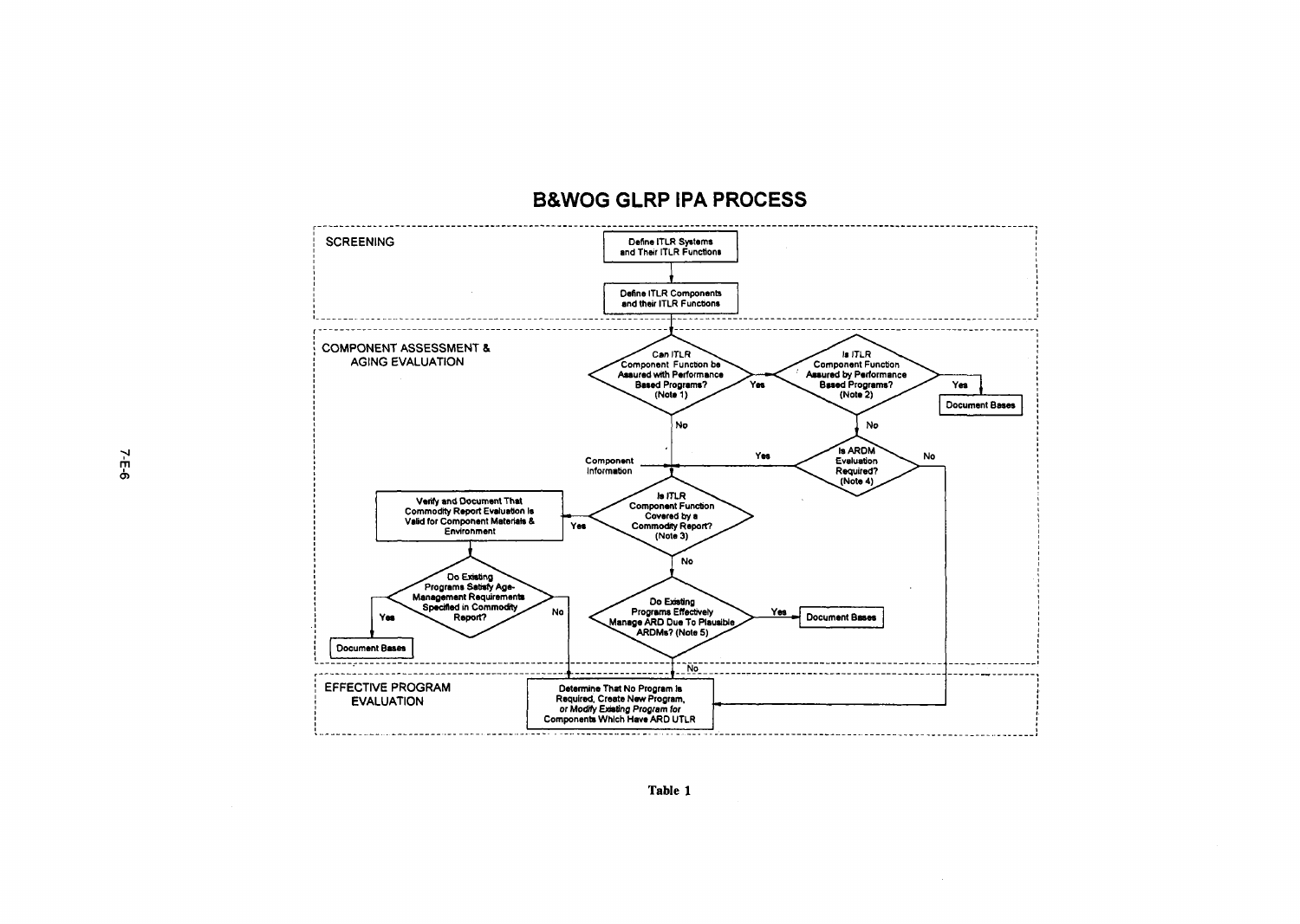# B&WOG GLRP IPA PROCESS

## SCREENING

- Define ITLR Systems and Their ITLR Functions
- Define ITLR Components and their ITLR Functions

## COMPONENT ASSESSMENT & AGING EVALUATION

- Can ITLR Component Function be Assured with Performance Based Programs? (Note 1)
  - Yes → Is ITLR Component Function Assured by Performance Based Programs? (Note 2)
    - Yes → Document Bases
    - No → Is ARDM Evaluation Required? (Note 4)
      - Yes → Is ITLR Component Function Covered by a Commodity Report? (Note 3)
      - No → Determine That No Program Is Required, Create New Program, or Modify Existing Program for Components Which Have ARD UTLR
  - No → Is ITLR Component Function Covered by a Commodity Report? (Note 3)
- Component Information → Is ITLR Component Function Covered by a Commodity Report? (Note 3)
- Is ITLR Component Function Covered by a Commodity Report? (Note 3)
  - Yes → Verify and Document That Commodity Report Evaluation Is Valid for Component Materials & Environment → Do Existing Programs Satisfy Age-Management Requirements Specified in Commodity Report?
    - Yes → Document Bases
    - No → Determine That No Program Is Required, Create New Program, or Modify Existing Program for Components Which Have ARD UTLR
  - No → Do Existing Programs Effectively Manage ARD Due To Plausible ARDMs? (Note 5)
    - Yes → Document Bases
    - No → Determine That No Program Is Required, Create New Program, or Modify Existing Program for Components Which Have ARD UTLR

## EFFECTIVE PROGRAM EVALUATION

- Determine That No Program Is Required, Create New Program, or Modify Existing Program for Components Which Have ARD UTLR

Table 1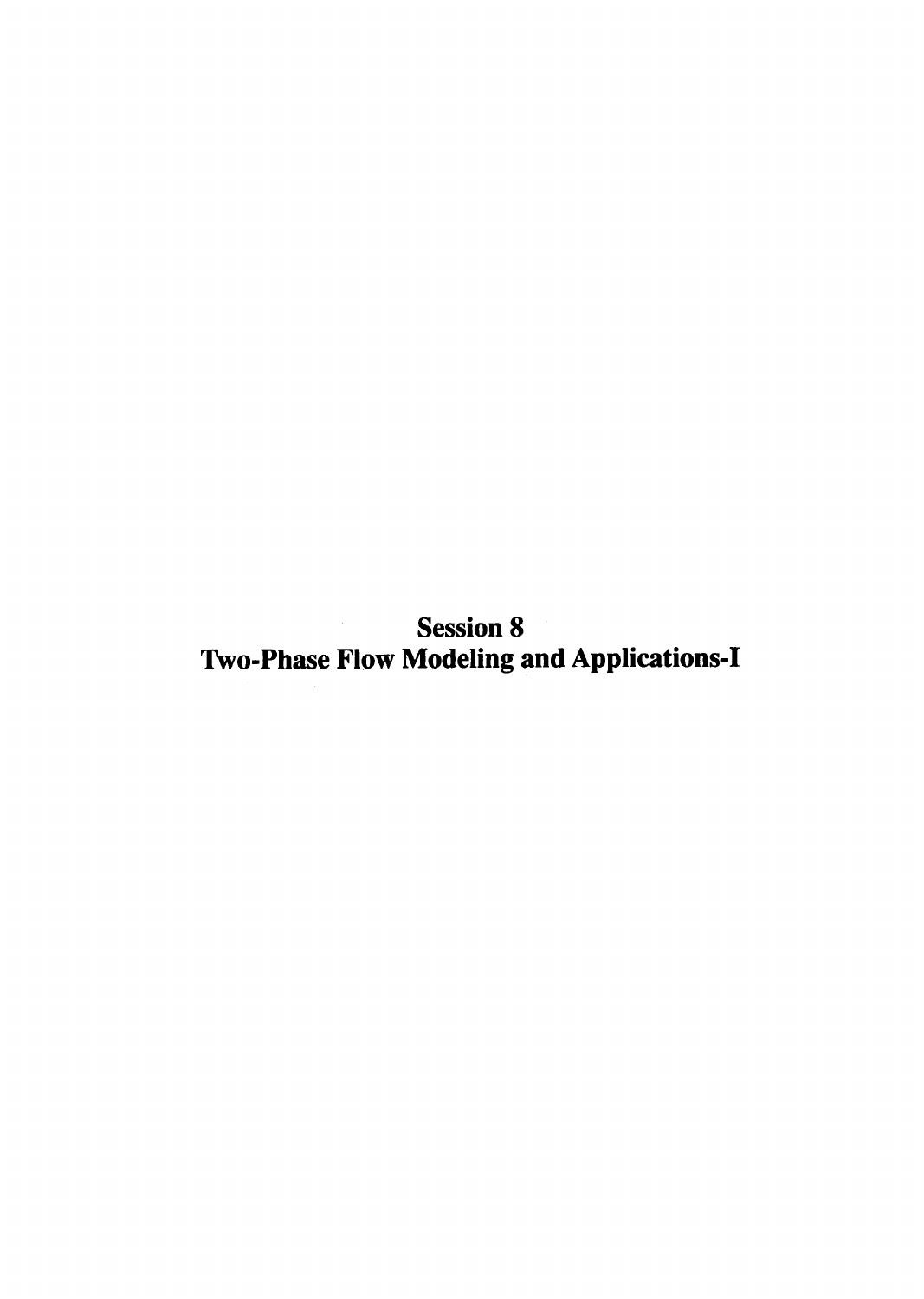# Session 8
# Two-Phase Flow Modeling and Applications-I